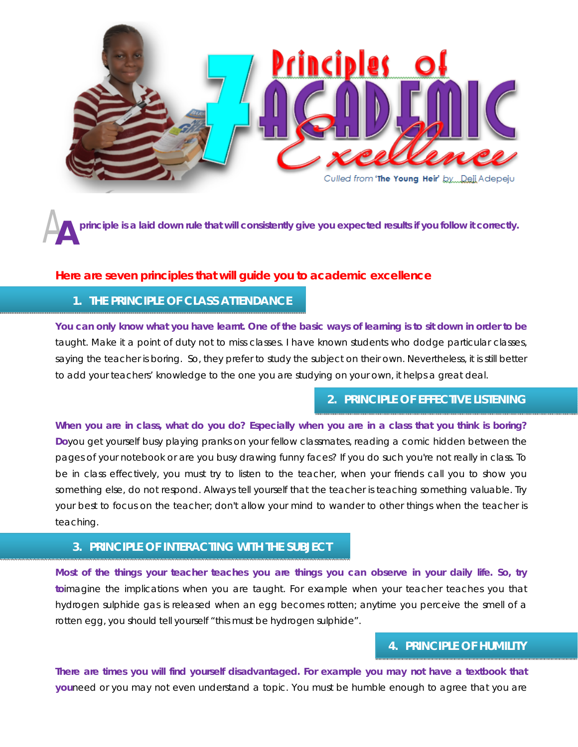# 7 Principles of ACADEMIC Excellence

Culled from **'The Young Heir'** by Deji Adepeju

**A principle is a laid down rule that will consistently give you expected results if you follow it correctly.**

**Here are seven principles that will guide you to academic excellence**

## 1. THE PRINCIPLE OF CLASS ATTENDANCE

**You can only know what you have learnt. One of the basic ways of learning is to sit down in order to be** taught. Make it a point of duty not to miss classes. I have known students who dodge particular classes, saying the teacher is boring. So, they prefer to study the subject on their own. Nevertheless, it is still better to add your teachers' knowledge to the one you are studying on your own, it helps a great deal.

## 2. PRINCIPLE OF EFFECTIVE LISTENING

**When you are in class, what do you do? Especially when you are in a class that you think is boring? Do**you get yourself busy playing pranks on your fellow classmates, reading a comic hidden between the pages of your notebook or are you busy drawing funny faces? If you do such you're not really in class. To be in class effectively, you must try to listen to the teacher, when your friends call you to show you something else, do not respond. Always tell yourself that the teacher is teaching something valuable. Try your best to focus on the teacher; don't allow your mind to wander to other things when the teacher is teaching.

## 3. PRINCIPLE OF INTERACTING WITH THE SUBJECT

**Most of the things your teacher teaches you are things you can observe in your daily life. So, try to**imagine the implications when you are taught. For example when your teacher teaches you that hydrogen sulphide gas is released when an egg becomes rotten; anytime you perceive the smell of a rotten egg, you should tell yourself "this must be hydrogen sulphide".

## 4. PRINCIPLE OF HUMILITY

**There are times you will find yourself disadvantaged. For example you may not have a textbook that you**need or you may not even understand a topic. You must be humble enough to agree that you are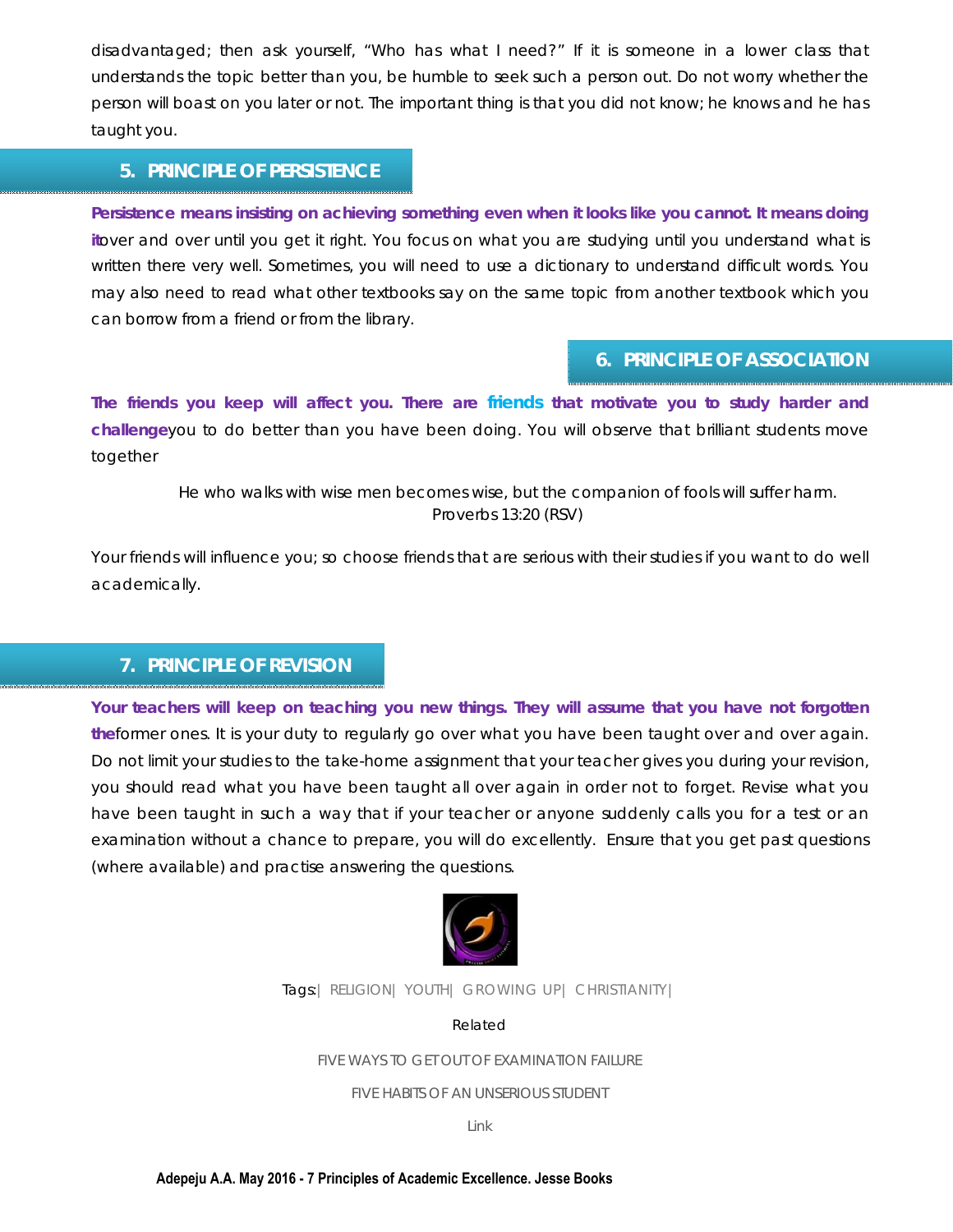disadvantaged; then ask yourself, "Who has what I need?" If it is someone in a lower class that understands the topic better than you, be humble to seek such a person out. Do not worry whether the person will boast on you later or not. The important thing is that you did not know; he knows and he has taught you.

## 5. PRINCIPLE OF PERSISTENCE

**Persistence means insisting on achieving something even when it looks like you cannot. It means doing it** over and over until you get it right. You focus on what you are studying until you understand what is written there very well. Sometimes, you will need to use a dictionary to understand difficult words. You may also need to read what other textbooks say on the same topic from another textbook which you can borrow from a friend or from the library.

## 6. PRINCIPLE OF ASSOCIATION

**The friends you keep will affect you. There are friends that motivate you to study harder and challenge** you to do better than you have been doing. You will observe that brilliant students move together

> He who walks with wise men becomes wise, but the companion of fools will suffer harm.
> Proverbs 13:20 (RSV)

Your friends will influence you; so choose friends that are serious with their studies if you want to do well academically.

## 7. PRINCIPLE OF REVISION

**Your teachers will keep on teaching you new things. They will assume that you have not forgotten the** former ones. It is your duty to regularly go over what you have been taught over and over again. Do not limit your studies to the take-home assignment that your teacher gives you during your revision, you should read what you have been taught all over again in order not to forget. Revise what you have been taught in such a way that if your teacher or anyone suddenly calls you for a test or an examination without a chance to prepare, you will do excellently. Ensure that you get past questions (where available) and practise answering the questions.

Tags:| RELIGION| YOUTH| GROWING UP| CHRISTIANITY|

Related

FIVE WAYS TO GET OUT OF EXAMINATION FAILURE

FIVE HABITS OF AN UNSERIOUS STUDENT

Link

**Adepeju A.A. May 2016 - 7 Principles of Academic Excellence. Jesse Books**